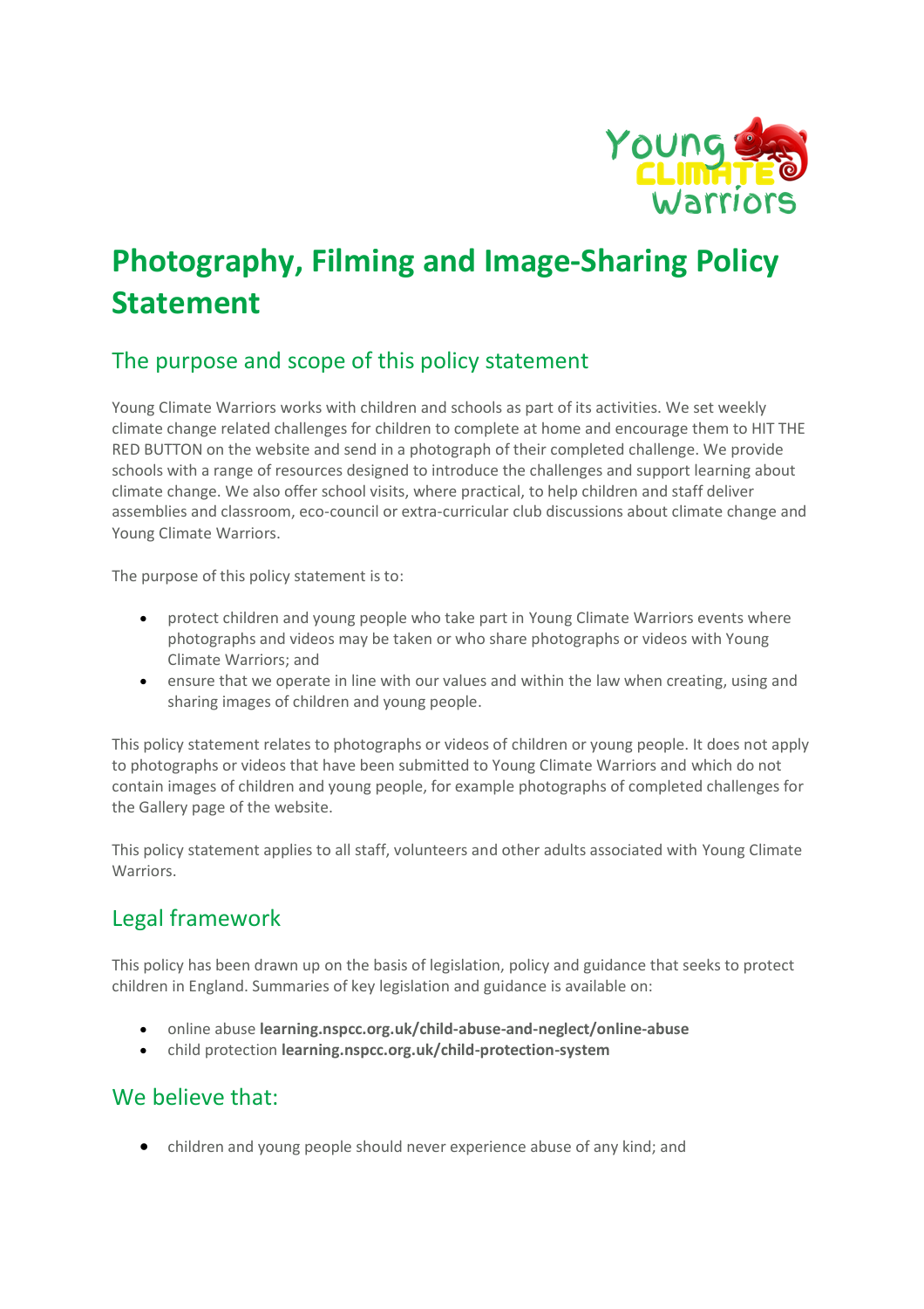# Photography, Filming and Image-Sharing Policy Statement

## The purpose and scope of this policy statement

Young Climate Warriors works with children and schools as part of its activities. We set weekly climate change related challenges for children to complete at home and encourage them to HIT THE RED BUTTON on the website and send in a photograph of their completed challenge. We provide schools with a range of resources designed to introduce the challenges and support learning about climate change. We also offer school visits, where practical, to help children and staff deliver assemblies and classroom, eco-council or extra-curricular club discussions about climate change and Young Climate Warriors.

The purpose of this policy statement is to:

- protect children and young people who take part in Young Climate Warriors events where photographs and videos may be taken or who share photographs or videos with Young Climate Warriors; and
- ensure that we operate in line with our values and within the law when creating, using and sharing images of children and young people.

This policy statement relates to photographs or videos of children or young people. It does not apply to photographs or videos that have been submitted to Young Climate Warriors and which do not contain images of children and young people, for example photographs of completed challenges for the Gallery page of the website.

This policy statement applies to all staff, volunteers and other adults associated with Young Climate Warriors.

## Legal framework

This policy has been drawn up on the basis of legislation, policy and guidance that seeks to protect children in England. Summaries of key legislation and guidance is available on:

- online abuse **learning.nspcc.org.uk/child-abuse-and-neglect/online-abuse**
- child protection **learning.nspcc.org.uk/child-protection-system**

## We believe that:

- children and young people should never experience abuse of any kind; and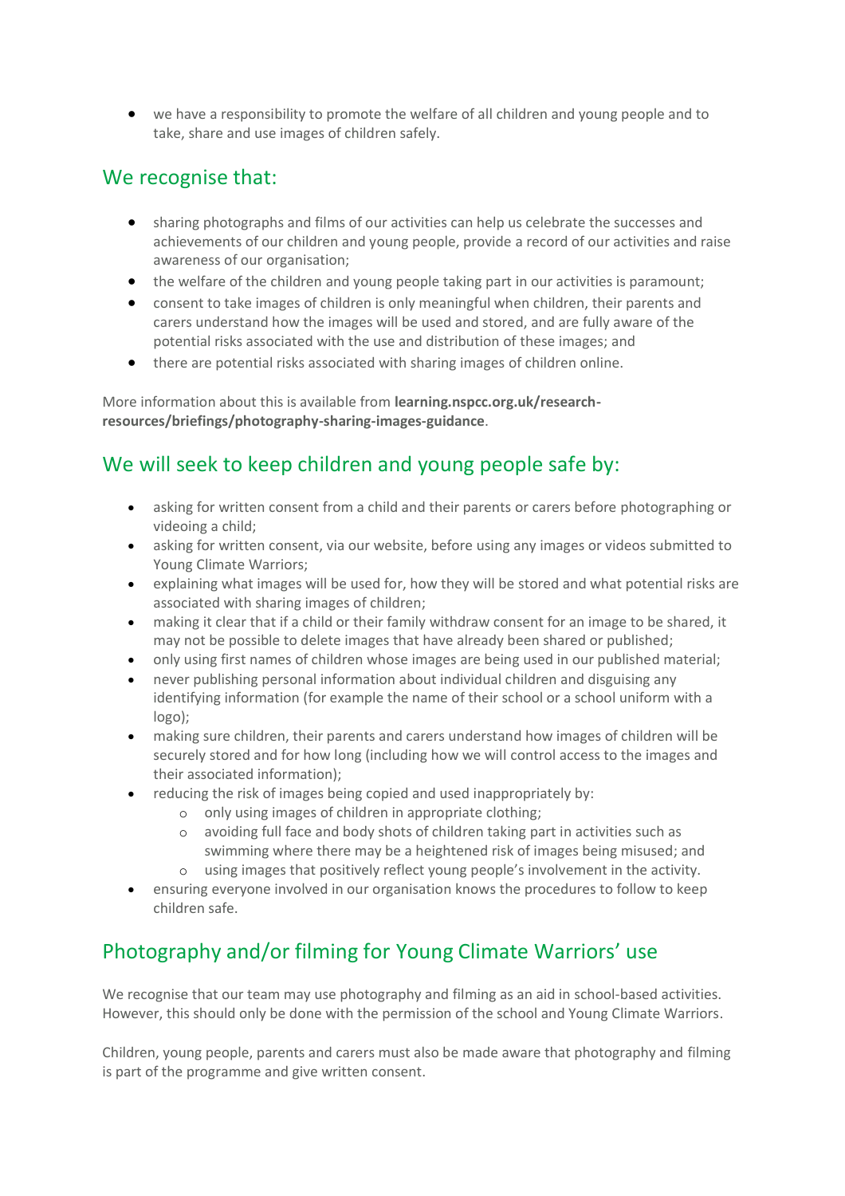- we have a responsibility to promote the welfare of all children and young people and to take, share and use images of children safely.

## We recognise that:

- sharing photographs and films of our activities can help us celebrate the successes and achievements of our children and young people, provide a record of our activities and raise awareness of our organisation;
- the welfare of the children and young people taking part in our activities is paramount;
- consent to take images of children is only meaningful when children, their parents and carers understand how the images will be used and stored, and are fully aware of the potential risks associated with the use and distribution of these images; and
- there are potential risks associated with sharing images of children online.

More information about this is available from **learning.nspcc.org.uk/research-resources/briefings/photography-sharing-images-guidance**.

## We will seek to keep children and young people safe by:

- asking for written consent from a child and their parents or carers before photographing or videoing a child;
- asking for written consent, via our website, before using any images or videos submitted to Young Climate Warriors;
- explaining what images will be used for, how they will be stored and what potential risks are associated with sharing images of children;
- making it clear that if a child or their family withdraw consent for an image to be shared, it may not be possible to delete images that have already been shared or published;
- only using first names of children whose images are being used in our published material;
- never publishing personal information about individual children and disguising any identifying information (for example the name of their school or a school uniform with a logo);
- making sure children, their parents and carers understand how images of children will be securely stored and for how long (including how we will control access to the images and their associated information);
- reducing the risk of images being copied and used inappropriately by:
    - only using images of children in appropriate clothing;
    - avoiding full face and body shots of children taking part in activities such as swimming where there may be a heightened risk of images being misused; and
    - using images that positively reflect young people's involvement in the activity.
- ensuring everyone involved in our organisation knows the procedures to follow to keep children safe.

## Photography and/or filming for Young Climate Warriors' use

We recognise that our team may use photography and filming as an aid in school-based activities. However, this should only be done with the permission of the school and Young Climate Warriors.

Children, young people, parents and carers must also be made aware that photography and filming is part of the programme and give written consent.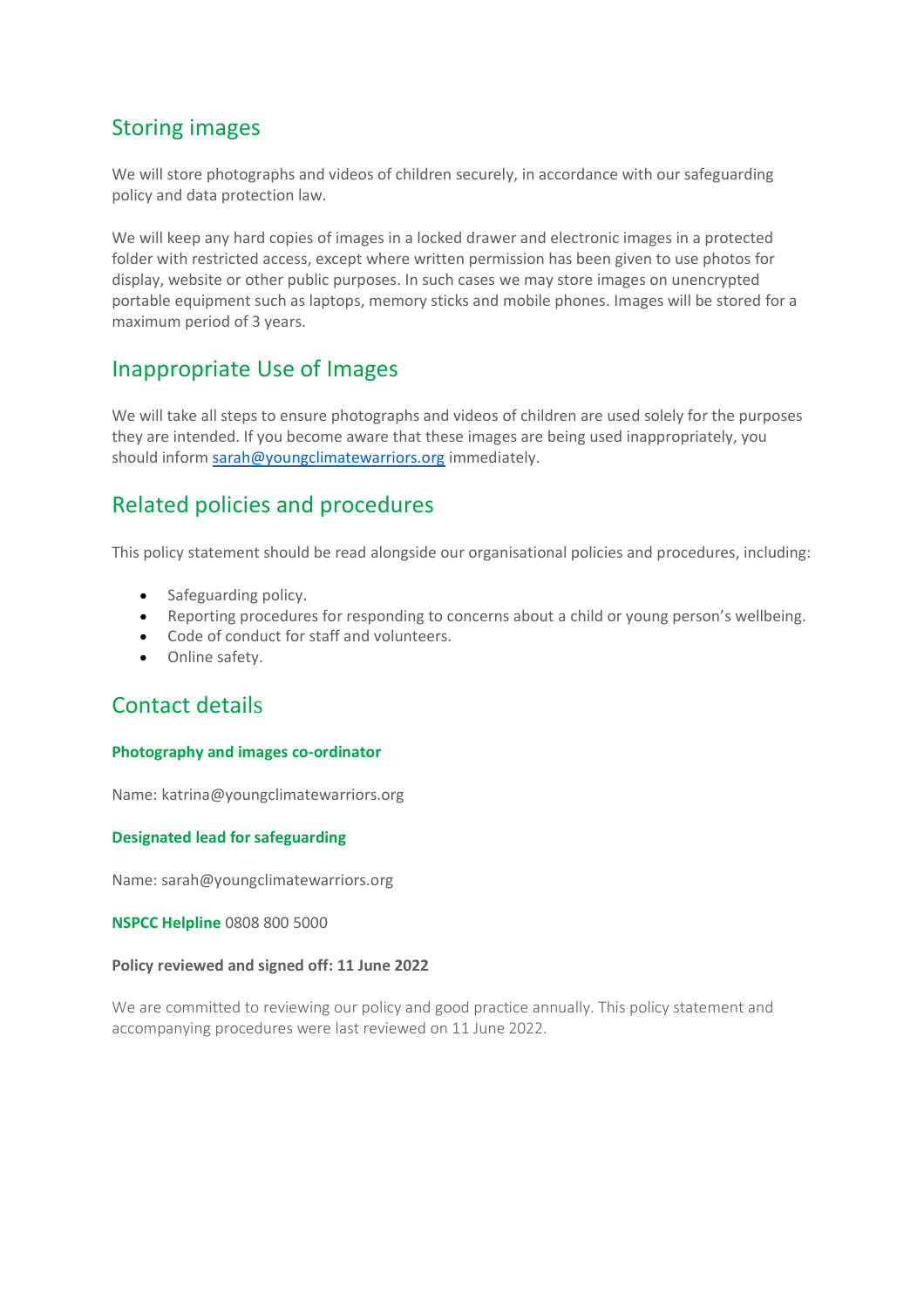## Storing images

We will store photographs and videos of children securely, in accordance with our safeguarding policy and data protection law.

We will keep any hard copies of images in a locked drawer and electronic images in a protected folder with restricted access, except where written permission has been given to use photos for display, website or other public purposes. In such cases we may store images on unencrypted portable equipment such as laptops, memory sticks and mobile phones. Images will be stored for a maximum period of 3 years.

## Inappropriate Use of Images

We will take all steps to ensure photographs and videos of children are used solely for the purposes they are intended. If you become aware that these images are being used inappropriately, you should inform [sarah@youngclimatewarriors.org](mailto:sarah@youngclimatewarriors.org) immediately.

## Related policies and procedures

This policy statement should be read alongside our organisational policies and procedures, including:

- Safeguarding policy.
- Reporting procedures for responding to concerns about a child or young person's wellbeing.
- Code of conduct for staff and volunteers.
- Online safety.

## Contact details

**Photography and images co-ordinator**

Name: katrina@youngclimatewarriors.org

**Designated lead for safeguarding**

Name: sarah@youngclimatewarriors.org

**NSPCC Helpline** 0808 800 5000

**Policy reviewed and signed off: 11 June 2022**

We are committed to reviewing our policy and good practice annually. This policy statement and accompanying procedures were last reviewed on 11 June 2022.